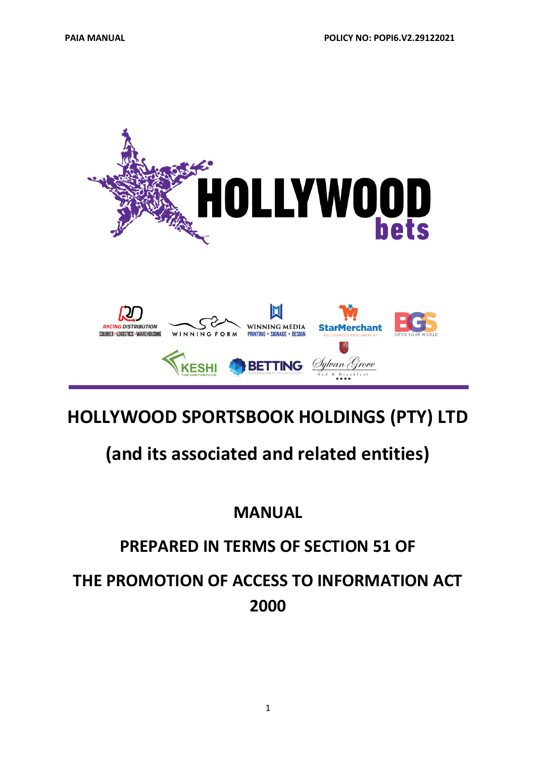# HOLLYWOOD SPORTSBOOK HOLDINGS (PTY) LTD

## (and its associated and related entities)

## MANUAL

## PREPARED IN TERMS OF SECTION 51 OF

## THE PROMOTION OF ACCESS TO INFORMATION ACT 2000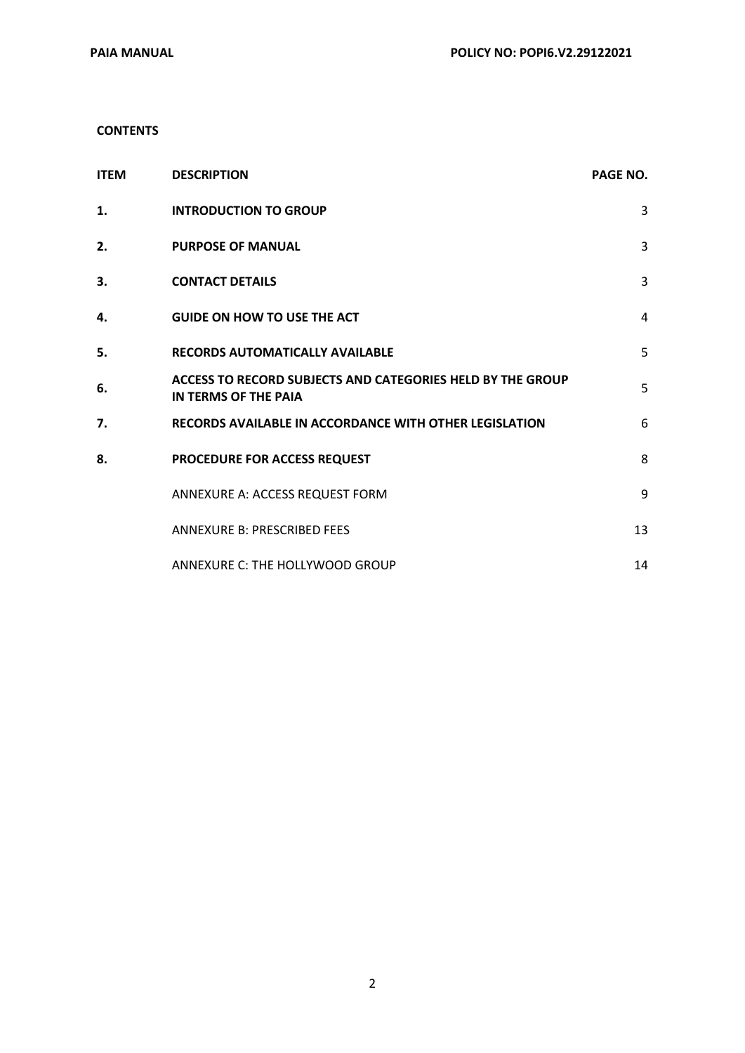**CONTENTS**

| ITEM | DESCRIPTION | PAGE NO. |
|---|---|---|
| **1.** | **INTRODUCTION TO GROUP** | 3 |
| **2.** | **PURPOSE OF MANUAL** | 3 |
| **3.** | **CONTACT DETAILS** | 3 |
| **4.** | **GUIDE ON HOW TO USE THE ACT** | 4 |
| **5.** | **RECORDS AUTOMATICALLY AVAILABLE** | 5 |
| **6.** | **ACCESS TO RECORD SUBJECTS AND CATEGORIES HELD BY THE GROUP IN TERMS OF THE PAIA** | 5 |
| **7.** | **RECORDS AVAILABLE IN ACCORDANCE WITH OTHER LEGISLATION** | 6 |
| **8.** | **PROCEDURE FOR ACCESS REQUEST** | 8 |
| | ANNEXURE A: ACCESS REQUEST FORM | 9 |
| | ANNEXURE B: PRESCRIBED FEES | 13 |
| | ANNEXURE C: THE HOLLYWOOD GROUP | 14 |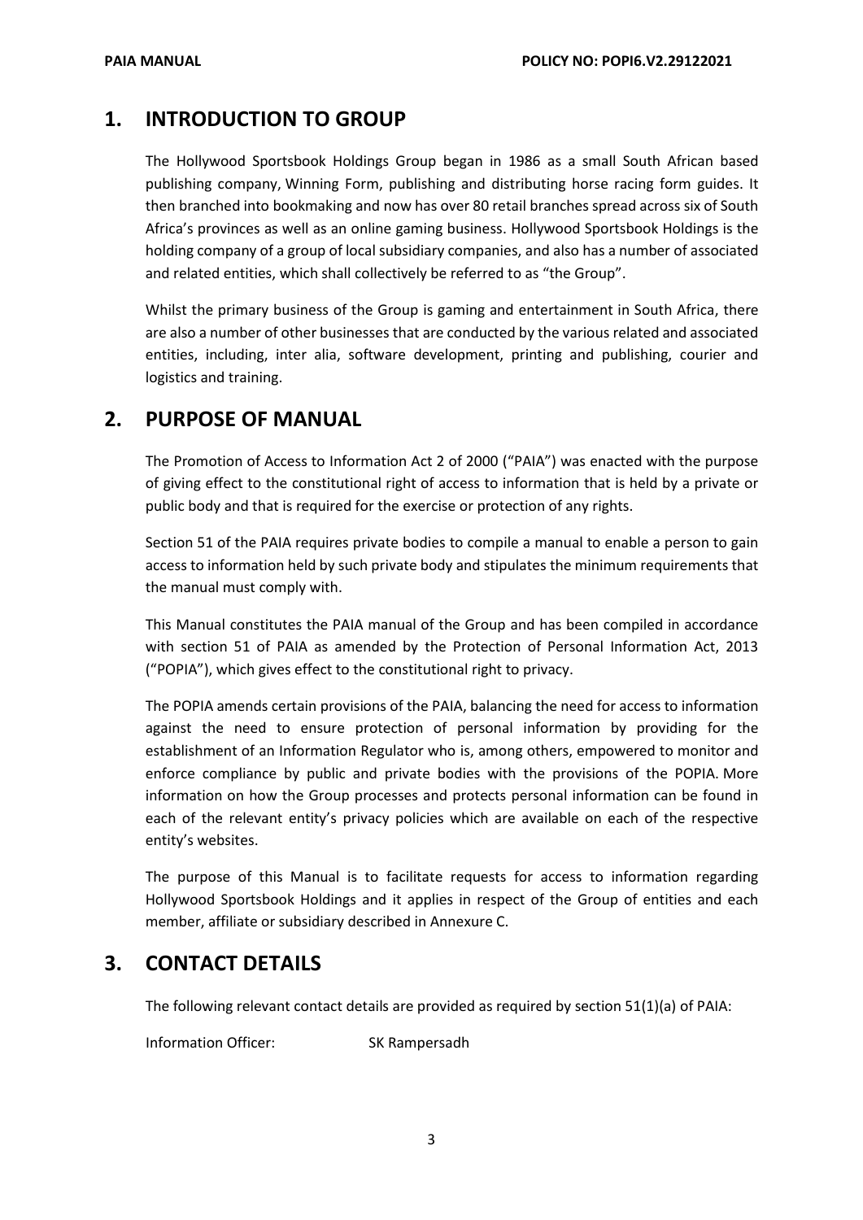## 1. INTRODUCTION TO GROUP

The Hollywood Sportsbook Holdings Group began in 1986 as a small South African based publishing company, Winning Form, publishing and distributing horse racing form guides. It then branched into bookmaking and now has over 80 retail branches spread across six of South Africa's provinces as well as an online gaming business. Hollywood Sportsbook Holdings is the holding company of a group of local subsidiary companies, and also has a number of associated and related entities, which shall collectively be referred to as "the Group".

Whilst the primary business of the Group is gaming and entertainment in South Africa, there are also a number of other businesses that are conducted by the various related and associated entities, including, inter alia, software development, printing and publishing, courier and logistics and training.

## 2. PURPOSE OF MANUAL

The Promotion of Access to Information Act 2 of 2000 ("PAIA") was enacted with the purpose of giving effect to the constitutional right of access to information that is held by a private or public body and that is required for the exercise or protection of any rights.

Section 51 of the PAIA requires private bodies to compile a manual to enable a person to gain access to information held by such private body and stipulates the minimum requirements that the manual must comply with.

This Manual constitutes the PAIA manual of the Group and has been compiled in accordance with section 51 of PAIA as amended by the Protection of Personal Information Act, 2013 ("POPIA"), which gives effect to the constitutional right to privacy.

The POPIA amends certain provisions of the PAIA, balancing the need for access to information against the need to ensure protection of personal information by providing for the establishment of an Information Regulator who is, among others, empowered to monitor and enforce compliance by public and private bodies with the provisions of the POPIA. More information on how the Group processes and protects personal information can be found in each of the relevant entity's privacy policies which are available on each of the respective entity's websites.

The purpose of this Manual is to facilitate requests for access to information regarding Hollywood Sportsbook Holdings and it applies in respect of the Group of entities and each member, affiliate or subsidiary described in Annexure C.

## 3. CONTACT DETAILS

The following relevant contact details are provided as required by section 51(1)(a) of PAIA:

Information Officer: SK Rampersadh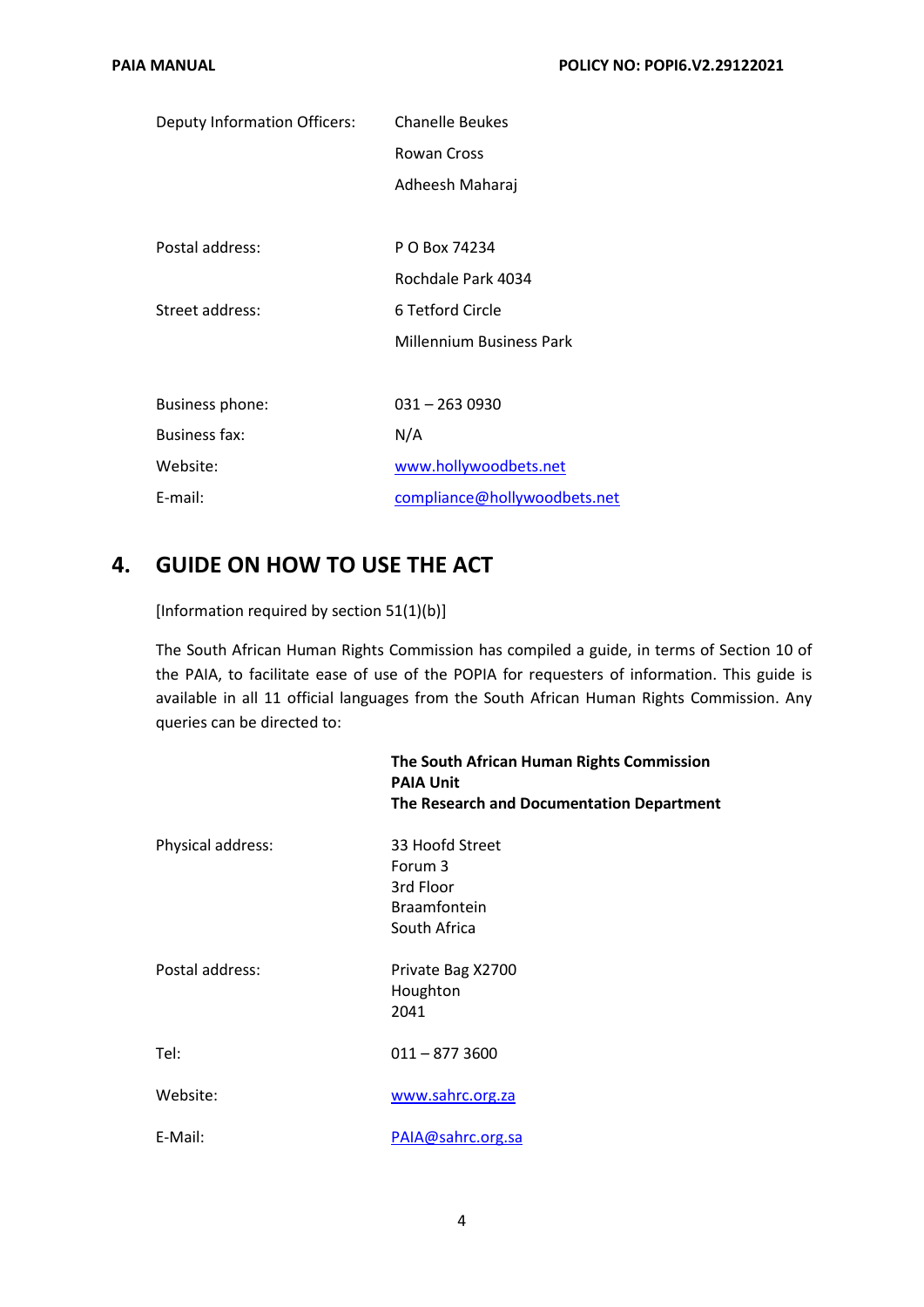| | |
|---|---|
| Deputy Information Officers: | Chanelle Beukes<br>Rowan Cross<br>Adheesh Maharaj |
| Postal address: | P O Box 74234<br>Rochdale Park 4034 |
| Street address: | 6 Tetford Circle<br>Millennium Business Park |
| Business phone: | 031 – 263 0930 |
| Business fax: | N/A |
| Website: | www.hollywoodbets.net |
| E-mail: | compliance@hollywoodbets.net |

## 4. GUIDE ON HOW TO USE THE ACT

[Information required by section 51(1)(b)]

The South African Human Rights Commission has compiled a guide, in terms of Section 10 of the PAIA, to facilitate ease of use of the POPIA for requesters of information. This guide is available in all 11 official languages from the South African Human Rights Commission. Any queries can be directed to:

**The South African Human Rights Commission**
**PAIA Unit**
**The Research and Documentation Department**

| | |
|---|---|
| Physical address: | 33 Hoofd Street<br>Forum 3<br>3rd Floor<br>Braamfontein<br>South Africa |
| Postal address: | Private Bag X2700<br>Houghton<br>2041 |
| Tel: | 011 – 877 3600 |
| Website: | www.sahrc.org.za |
| E-Mail: | PAIA@sahrc.org.sa |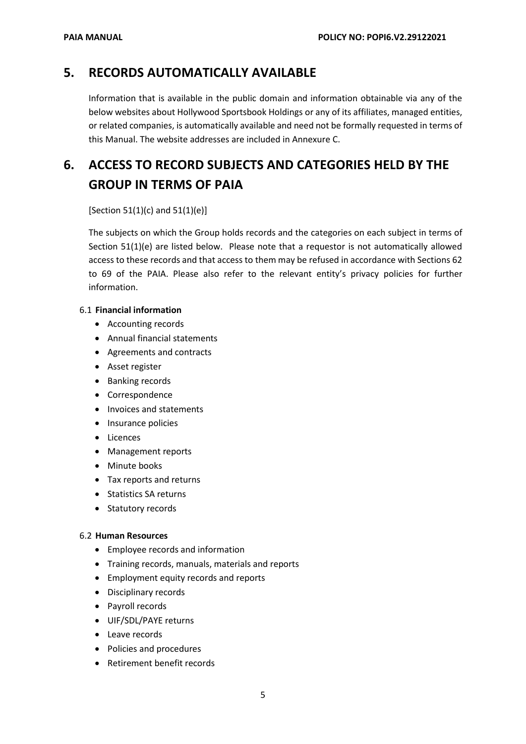## 5. RECORDS AUTOMATICALLY AVAILABLE

Information that is available in the public domain and information obtainable via any of the below websites about Hollywood Sportsbook Holdings or any of its affiliates, managed entities, or related companies, is automatically available and need not be formally requested in terms of this Manual. The website addresses are included in Annexure C.

## 6. ACCESS TO RECORD SUBJECTS AND CATEGORIES HELD BY THE GROUP IN TERMS OF PAIA

[Section 51(1)(c) and 51(1)(e)]

The subjects on which the Group holds records and the categories on each subject in terms of Section 51(1)(e) are listed below. Please note that a requestor is not automatically allowed access to these records and that access to them may be refused in accordance with Sections 62 to 69 of the PAIA. Please also refer to the relevant entity's privacy policies for further information.

### 6.1 Financial information

- Accounting records
- Annual financial statements
- Agreements and contracts
- Asset register
- Banking records
- Correspondence
- Invoices and statements
- Insurance policies
- Licences
- Management reports
- Minute books
- Tax reports and returns
- Statistics SA returns
- Statutory records

### 6.2 Human Resources

- Employee records and information
- Training records, manuals, materials and reports
- Employment equity records and reports
- Disciplinary records
- Payroll records
- UIF/SDL/PAYE returns
- Leave records
- Policies and procedures
- Retirement benefit records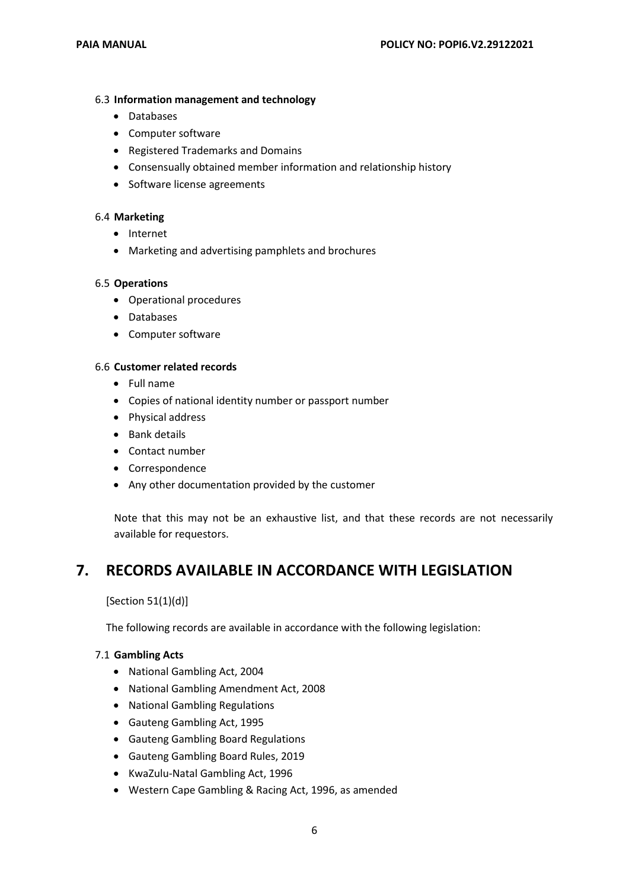### 6.3 **Information management and technology**

- Databases
- Computer software
- Registered Trademarks and Domains
- Consensually obtained member information and relationship history
- Software license agreements

### 6.4 **Marketing**

- Internet
- Marketing and advertising pamphlets and brochures

### 6.5 **Operations**

- Operational procedures
- Databases
- Computer software

### 6.6 **Customer related records**

- Full name
- Copies of national identity number or passport number
- Physical address
- Bank details
- Contact number
- Correspondence
- Any other documentation provided by the customer

Note that this may not be an exhaustive list, and that these records are not necessarily available for requestors.

## 7. RECORDS AVAILABLE IN ACCORDANCE WITH LEGISLATION

[Section 51(1)(d)]

The following records are available in accordance with the following legislation:

### 7.1 **Gambling Acts**

- National Gambling Act, 2004
- National Gambling Amendment Act, 2008
- National Gambling Regulations
- Gauteng Gambling Act, 1995
- Gauteng Gambling Board Regulations
- Gauteng Gambling Board Rules, 2019
- KwaZulu-Natal Gambling Act, 1996
- Western Cape Gambling & Racing Act, 1996, as amended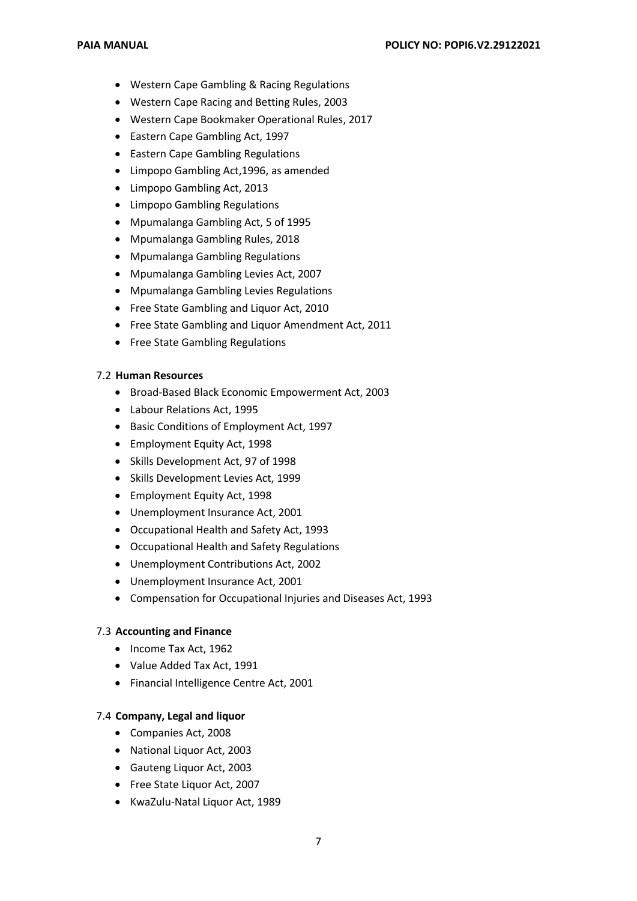- Western Cape Gambling & Racing Regulations
- Western Cape Racing and Betting Rules, 2003
- Western Cape Bookmaker Operational Rules, 2017
- Eastern Cape Gambling Act, 1997
- Eastern Cape Gambling Regulations
- Limpopo Gambling Act,1996, as amended
- Limpopo Gambling Act, 2013
- Limpopo Gambling Regulations
- Mpumalanga Gambling Act, 5 of 1995
- Mpumalanga Gambling Rules, 2018
- Mpumalanga Gambling Regulations
- Mpumalanga Gambling Levies Act, 2007
- Mpumalanga Gambling Levies Regulations
- Free State Gambling and Liquor Act, 2010
- Free State Gambling and Liquor Amendment Act, 2011
- Free State Gambling Regulations

### 7.2 **Human Resources**

- Broad-Based Black Economic Empowerment Act, 2003
- Labour Relations Act, 1995
- Basic Conditions of Employment Act, 1997
- Employment Equity Act, 1998
- Skills Development Act, 97 of 1998
- Skills Development Levies Act, 1999
- Employment Equity Act, 1998
- Unemployment Insurance Act, 2001
- Occupational Health and Safety Act, 1993
- Occupational Health and Safety Regulations
- Unemployment Contributions Act, 2002
- Unemployment Insurance Act, 2001
- Compensation for Occupational Injuries and Diseases Act, 1993

### 7.3 **Accounting and Finance**

- Income Tax Act, 1962
- Value Added Tax Act, 1991
- Financial Intelligence Centre Act, 2001

### 7.4 **Company, Legal and liquor**

- Companies Act, 2008
- National Liquor Act, 2003
- Gauteng Liquor Act, 2003
- Free State Liquor Act, 2007
- KwaZulu-Natal Liquor Act, 1989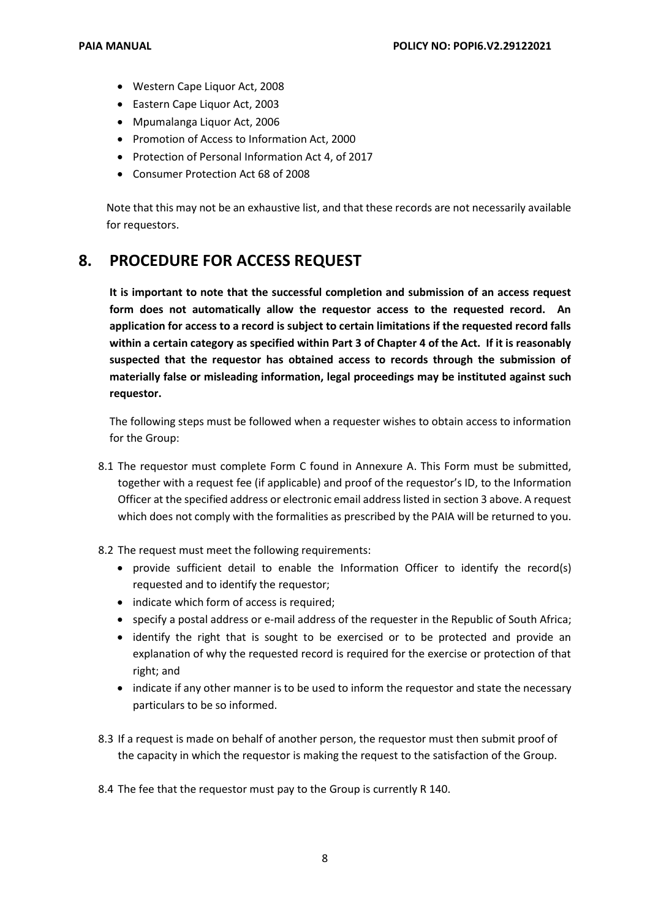- Western Cape Liquor Act, 2008
- Eastern Cape Liquor Act, 2003
- Mpumalanga Liquor Act, 2006
- Promotion of Access to Information Act, 2000
- Protection of Personal Information Act 4, of 2017
- Consumer Protection Act 68 of 2008

Note that this may not be an exhaustive list, and that these records are not necessarily available for requestors.

## 8. PROCEDURE FOR ACCESS REQUEST

**It is important to note that the successful completion and submission of an access request form does not automatically allow the requestor access to the requested record. An application for access to a record is subject to certain limitations if the requested record falls within a certain category as specified within Part 3 of Chapter 4 of the Act. If it is reasonably suspected that the requestor has obtained access to records through the submission of materially false or misleading information, legal proceedings may be instituted against such requestor.**

The following steps must be followed when a requester wishes to obtain access to information for the Group:

8.1 The requestor must complete Form C found in Annexure A. This Form must be submitted, together with a request fee (if applicable) and proof of the requestor's ID, to the Information Officer at the specified address or electronic email address listed in section 3 above. A request which does not comply with the formalities as prescribed by the PAIA will be returned to you.

8.2 The request must meet the following requirements:

- provide sufficient detail to enable the Information Officer to identify the record(s) requested and to identify the requestor;
- indicate which form of access is required;
- specify a postal address or e-mail address of the requester in the Republic of South Africa;
- identify the right that is sought to be exercised or to be protected and provide an explanation of why the requested record is required for the exercise or protection of that right; and
- indicate if any other manner is to be used to inform the requestor and state the necessary particulars to be so informed.

8.3 If a request is made on behalf of another person, the requestor must then submit proof of the capacity in which the requestor is making the request to the satisfaction of the Group.

8.4 The fee that the requestor must pay to the Group is currently R 140.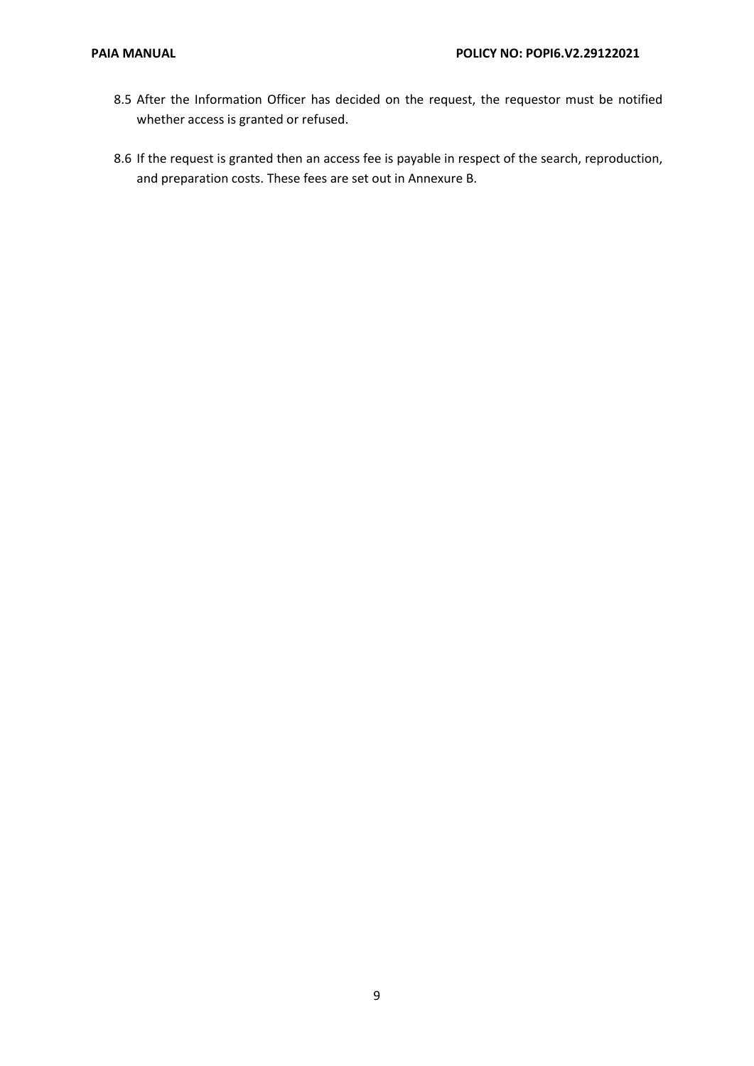8.5 After the Information Officer has decided on the request, the requestor must be notified whether access is granted or refused.

8.6 If the request is granted then an access fee is payable in respect of the search, reproduction, and preparation costs. These fees are set out in Annexure B.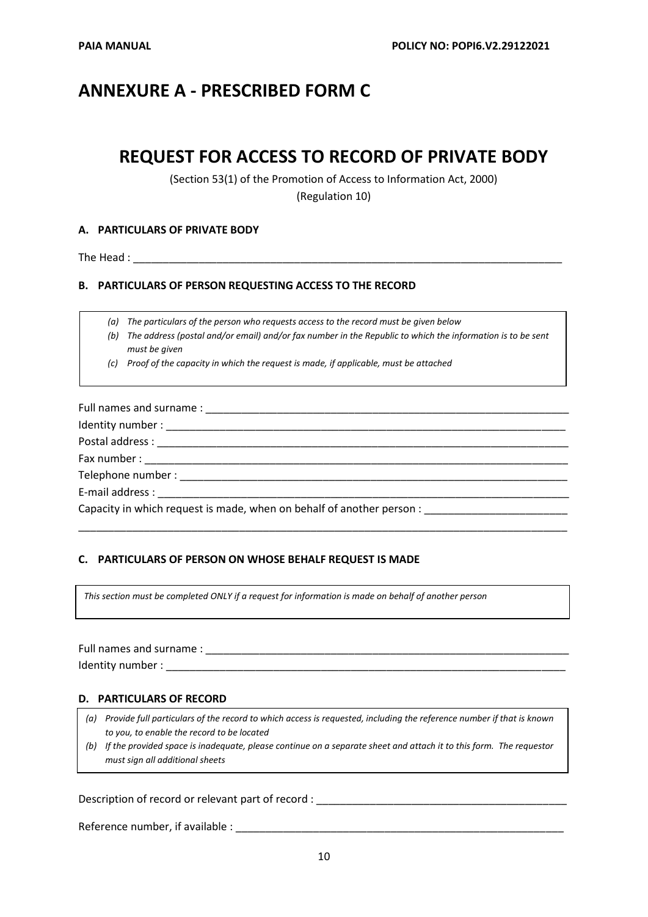# ANNEXURE A - PRESCRIBED FORM C

## REQUEST FOR ACCESS TO RECORD OF PRIVATE BODY

(Section 53(1) of the Promotion of Access to Information Act, 2000)
(Regulation 10)

### A. PARTICULARS OF PRIVATE BODY

The Head : ___________________________________________________________________________

### B. PARTICULARS OF PERSON REQUESTING ACCESS TO THE RECORD

*(a) The particulars of the person who requests access to the record must be given below*
*(b) The address (postal and/or email) and/or fax number in the Republic to which the information is to be sent must be given*
*(c) Proof of the capacity in which the request is made, if applicable, must be attached*

Full names and surname : _________________________________________________________________
Identity number : _______________________________________________________________________
Postal address : ________________________________________________________________________
Fax number : ___________________________________________________________________________
Telephone number : _____________________________________________________________________
E-mail address : ________________________________________________________________________
Capacity in which request is made, when on behalf of another person : ________________________
_____________________________________________________________________________________

### C. PARTICULARS OF PERSON ON WHOSE BEHALF REQUEST IS MADE

*This section must be completed ONLY if a request for information is made on behalf of another person*

Full names and surname : _________________________________________________________________
Identity number : _______________________________________________________________________

### D. PARTICULARS OF RECORD

*(a) Provide full particulars of the record to which access is requested, including the reference number if that is known to you, to enable the record to be located*
*(b) If the provided space is inadequate, please continue on a separate sheet and attach it to this form. The requestor must sign all additional sheets*

Description of record or relevant part of record : ___________________________________________

Reference number, if available : ________________________________________________________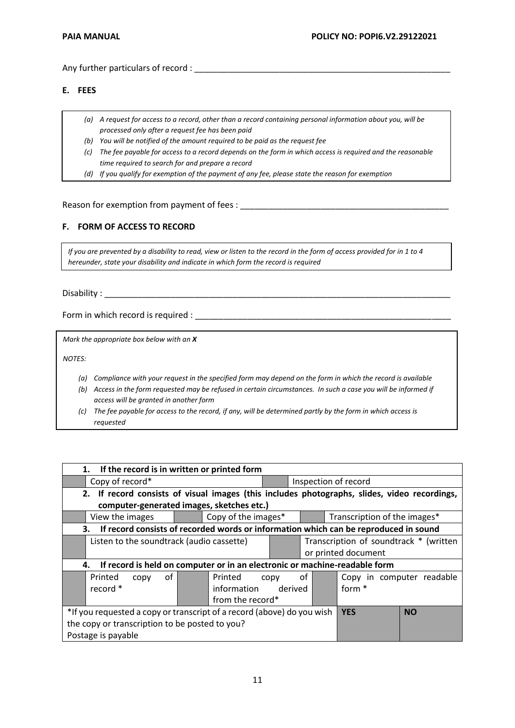Any further particulars of record : _______________________________________________________

## E. FEES

> *(a) A request for access to a record, other than a record containing personal information about you, will be processed only after a request fee has been paid*
> *(b) You will be notified of the amount required to be paid as the request fee*
> *(c) The fee payable for access to a record depends on the form in which access is required and the reasonable time required to search for and prepare a record*
> *(d) If you qualify for exemption of the payment of any fee, please state the reason for exemption*

Reason for exemption from payment of fees : ___________________________________________

## F. FORM OF ACCESS TO RECORD

> *If you are prevented by a disability to read, view or listen to the record in the form of access provided for in 1 to 4 hereunder, state your disability and indicate in which form the record is required*

Disability : ___________________________________________________________________________

Form in which record is required : _______________________________________________________

> *Mark the appropriate box below with an **X***
>
> *NOTES:*
>
> *(a) Compliance with your request in the specified form may depend on the form in which the record is available*
> *(b) Access in the form requested may be refused in certain circumstances. In such a case you will be informed if access will be granted in another form*
> *(c) The fee payable for access to the record, if any, will be determined partly by the form in which access is requested*

| **1. If the record is in written or printed form** | | | | | |
|---|---|---|---|---|---|
| | Copy of record* | | Inspection of record | | |
| **2. If record consists of visual images (this includes photographs, slides, video recordings, computer-generated images, sketches etc.)** | | | | | |
| | View the images | | Copy of the images* | | Transcription of the images* |
| **3. If record consists of recorded words or information which can be reproduced in sound** | | | | | |
| | Listen to the soundtrack (audio cassette) | | Transcription of soundtrack * (written or printed document | | |
| **4. If record is held on computer or in an electronic or machine-readable form** | | | | | |
| | Printed copy of record * | | Printed copy of information derived from the record* | | Copy in computer readable form * |
| *If you requested a copy or transcript of a record (above) do you wish the copy or transcription to be posted to you? Postage is payable | | | | **YES** | **NO** |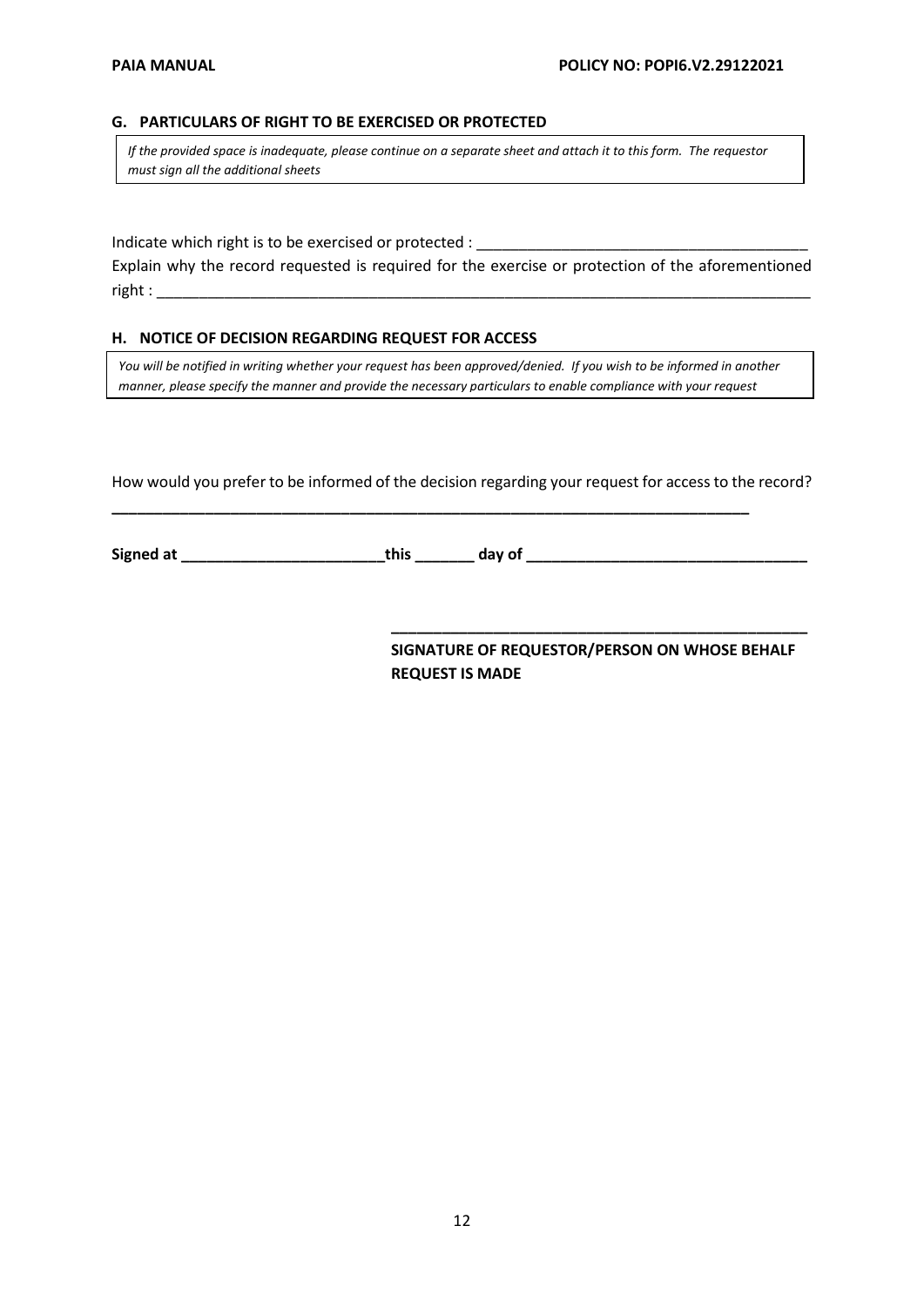## G. PARTICULARS OF RIGHT TO BE EXERCISED OR PROTECTED

*If the provided space is inadequate, please continue on a separate sheet and attach it to this form. The requestor must sign all the additional sheets*

Indicate which right is to be exercised or protected : _______________________________________

Explain why the record requested is required for the exercise or protection of the aforementioned right : ________________________________________________________________________________

## H. NOTICE OF DECISION REGARDING REQUEST FOR ACCESS

*You will be notified in writing whether your request has been approved/denied. If you wish to be informed in another manner, please specify the manner and provide the necessary particulars to enable compliance with your request*

How would you prefer to be informed of the decision regarding your request for access to the record?

___________________________________________________________________________

**Signed at ________________________this _______ day of ________________________________**

**__________________________________________________**

**SIGNATURE OF REQUESTOR/PERSON ON WHOSE BEHALF REQUEST IS MADE**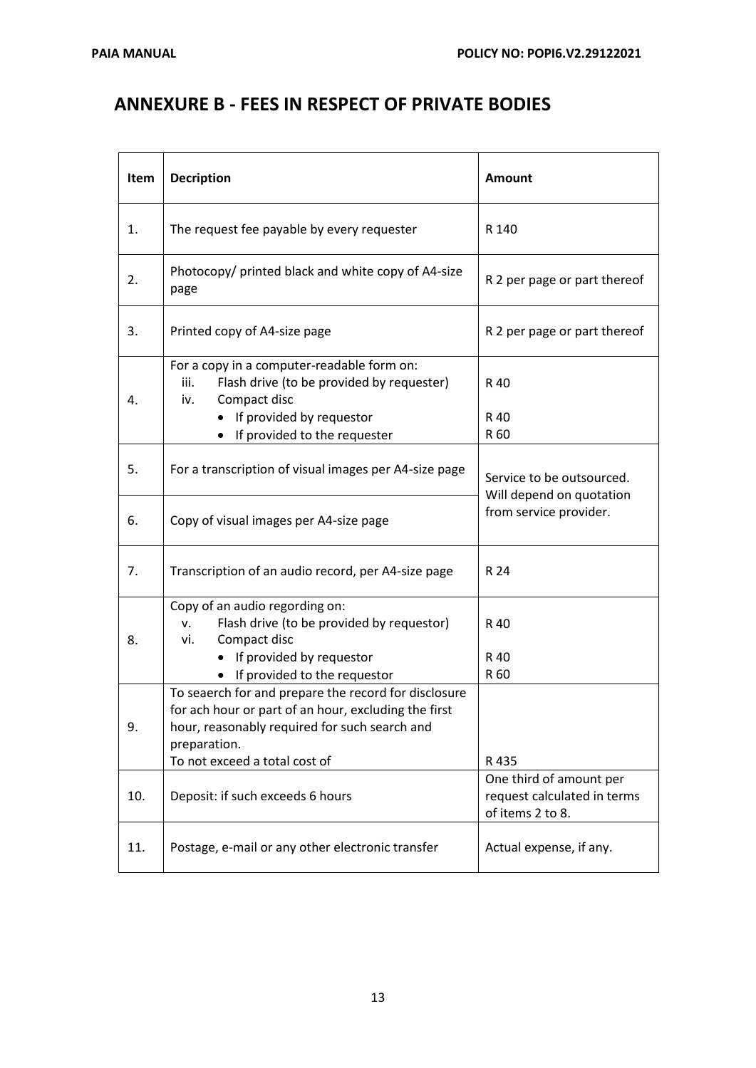## ANNEXURE B - FEES IN RESPECT OF PRIVATE BODIES

| Item | Decription | Amount |
|---|---|---|
| 1. | The request fee payable by every requester | R 140 |
| 2. | Photocopy/ printed black and white copy of A4-size page | R 2 per page or part thereof |
| 3. | Printed copy of A4-size page | R 2 per page or part thereof |
| 4. | For a copy in a computer-readable form on:<br>iii. Flash drive (to be provided by requester)<br>iv. Compact disc<br>• If provided by requestor<br>• If provided to the requester | <br>R 40<br><br>R 40<br>R 60 |
| 5. | For a transcription of visual images per A4-size page | Service to be outsourced. Will depend on quotation from service provider. |
| 6. | Copy of visual images per A4-size page | |
| 7. | Transcription of an audio record, per A4-size page | R 24 |
| 8. | Copy of an audio regording on:<br>v. Flash drive (to be provided by requestor)<br>vi. Compact disc<br>• If provided by requestor<br>• If provided to the requestor | <br>R 40<br><br>R 40<br>R 60 |
| 9. | To seaerch for and prepare the record for disclosure for ach hour or part of an hour, excluding the first hour, reasonably required for such search and preparation.<br>To not exceed a total cost of | R 435 |
| 10. | Deposit: if such exceeds 6 hours | One third of amount per request calculated in terms of items 2 to 8. |
| 11. | Postage, e-mail or any other electronic transfer | Actual expense, if any. |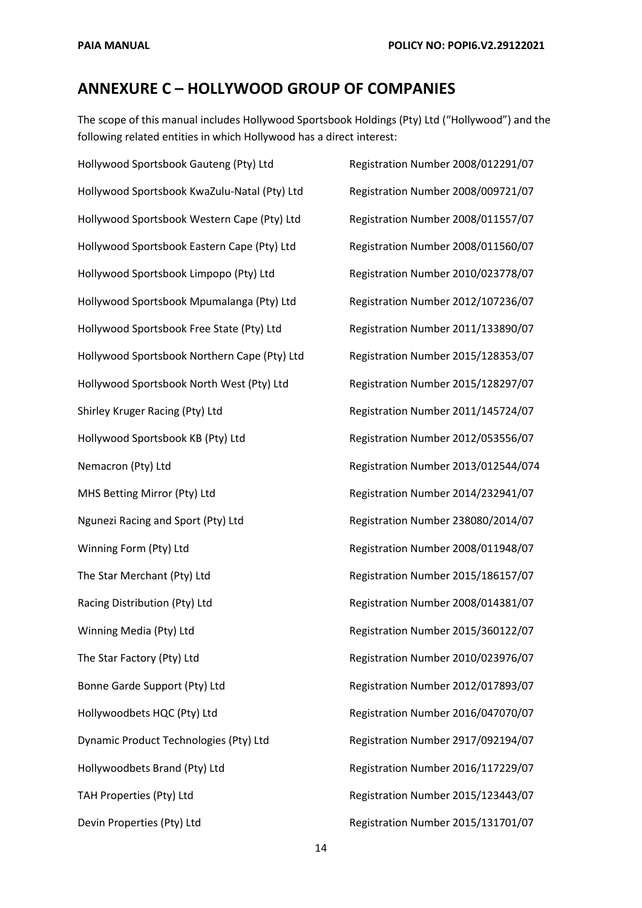## ANNEXURE C – HOLLYWOOD GROUP OF COMPANIES

The scope of this manual includes Hollywood Sportsbook Holdings (Pty) Ltd ("Hollywood") and the following related entities in which Hollywood has a direct interest:

| | |
|---|---|
| Hollywood Sportsbook Gauteng (Pty) Ltd | Registration Number 2008/012291/07 |
| Hollywood Sportsbook KwaZulu-Natal (Pty) Ltd | Registration Number 2008/009721/07 |
| Hollywood Sportsbook Western Cape (Pty) Ltd | Registration Number 2008/011557/07 |
| Hollywood Sportsbook Eastern Cape (Pty) Ltd | Registration Number 2008/011560/07 |
| Hollywood Sportsbook Limpopo (Pty) Ltd | Registration Number 2010/023778/07 |
| Hollywood Sportsbook Mpumalanga (Pty) Ltd | Registration Number 2012/107236/07 |
| Hollywood Sportsbook Free State (Pty) Ltd | Registration Number 2011/133890/07 |
| Hollywood Sportsbook Northern Cape (Pty) Ltd | Registration Number 2015/128353/07 |
| Hollywood Sportsbook North West (Pty) Ltd | Registration Number 2015/128297/07 |
| Shirley Kruger Racing (Pty) Ltd | Registration Number 2011/145724/07 |
| Hollywood Sportsbook KB (Pty) Ltd | Registration Number 2012/053556/07 |
| Nemacron (Pty) Ltd | Registration Number 2013/012544/074 |
| MHS Betting Mirror (Pty) Ltd | Registration Number 2014/232941/07 |
| Ngunezi Racing and Sport (Pty) Ltd | Registration Number 238080/2014/07 |
| Winning Form (Pty) Ltd | Registration Number 2008/011948/07 |
| The Star Merchant (Pty) Ltd | Registration Number 2015/186157/07 |
| Racing Distribution (Pty) Ltd | Registration Number 2008/014381/07 |
| Winning Media (Pty) Ltd | Registration Number 2015/360122/07 |
| The Star Factory (Pty) Ltd | Registration Number 2010/023976/07 |
| Bonne Garde Support (Pty) Ltd | Registration Number 2012/017893/07 |
| Hollywoodbets HQC (Pty) Ltd | Registration Number 2016/047070/07 |
| Dynamic Product Technologies (Pty) Ltd | Registration Number 2917/092194/07 |
| Hollywoodbets Brand (Pty) Ltd | Registration Number 2016/117229/07 |
| TAH Properties (Pty) Ltd | Registration Number 2015/123443/07 |
| Devin Properties (Pty) Ltd | Registration Number 2015/131701/07 |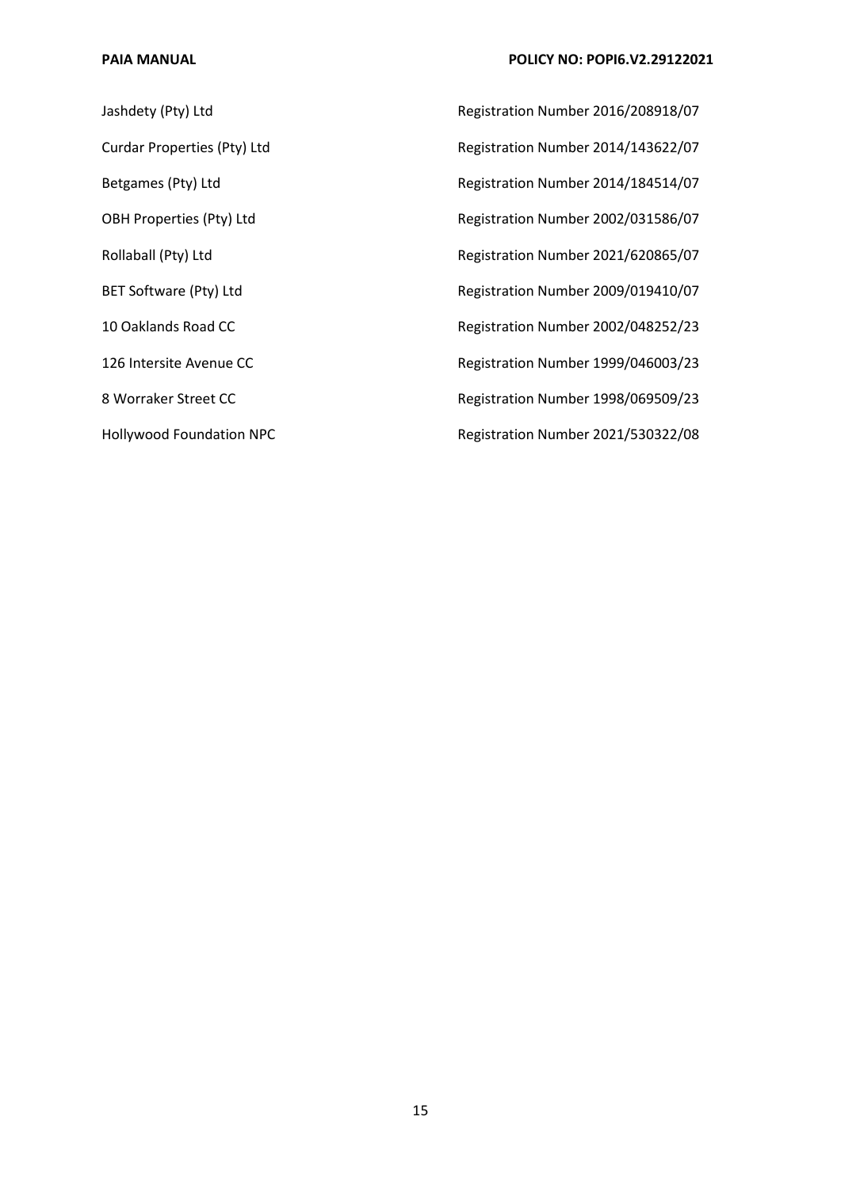| | |
|---|---|
| Jashdety (Pty) Ltd | Registration Number 2016/208918/07 |
| Curdar Properties (Pty) Ltd | Registration Number 2014/143622/07 |
| Betgames (Pty) Ltd | Registration Number 2014/184514/07 |
| OBH Properties (Pty) Ltd | Registration Number 2002/031586/07 |
| Rollaball (Pty) Ltd | Registration Number 2021/620865/07 |
| BET Software (Pty) Ltd | Registration Number 2009/019410/07 |
| 10 Oaklands Road CC | Registration Number 2002/048252/23 |
| 126 Intersite Avenue CC | Registration Number 1999/046003/23 |
| 8 Worraker Street CC | Registration Number 1998/069509/23 |
| Hollywood Foundation NPC | Registration Number 2021/530322/08 |